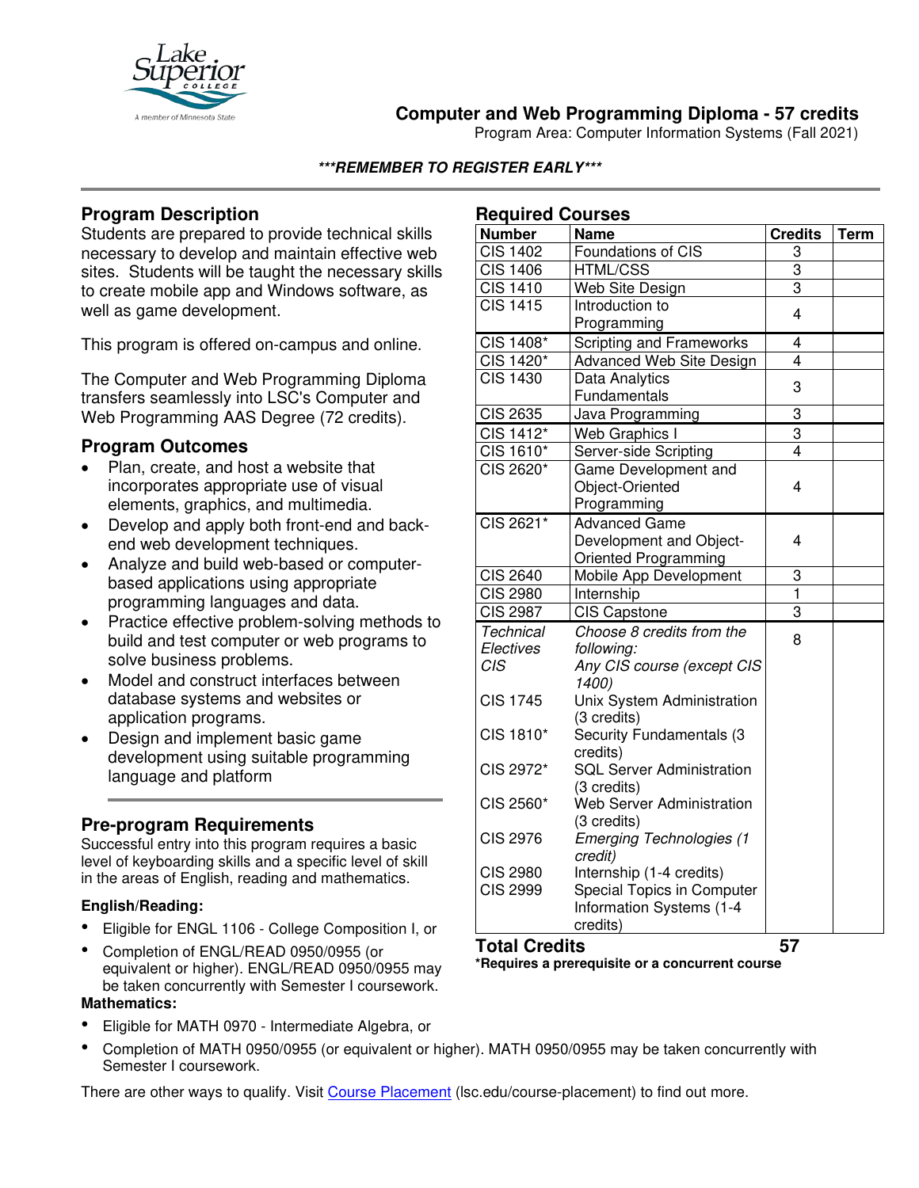# Computer and Web Programming Diploma - 57 credits

Program Area: Computer Information Systems (Fall 2021)

***REMEMBER TO REGISTER EARLY***

## Program Description

Students are prepared to provide technical skills necessary to develop and maintain effective web sites. Students will be taught the necessary skills to create mobile app and Windows software, as well as game development.

This program is offered on-campus and online.

The Computer and Web Programming Diploma transfers seamlessly into LSC's Computer and Web Programming AAS Degree (72 credits).

## Program Outcomes

- Plan, create, and host a website that incorporates appropriate use of visual elements, graphics, and multimedia.
- Develop and apply both front-end and back-end web development techniques.
- Analyze and build web-based or computer-based applications using appropriate programming languages and data.
- Practice effective problem-solving methods to build and test computer or web programs to solve business problems.
- Model and construct interfaces between database systems and websites or application programs.
- Design and implement basic game development using suitable programming language and platform

## Pre-program Requirements

Successful entry into this program requires a basic level of keyboarding skills and a specific level of skill in the areas of English, reading and mathematics.

**English/Reading:**

- Eligible for ENGL 1106 - College Composition I, or
- Completion of ENGL/READ 0950/0955 (or equivalent or higher). ENGL/READ 0950/0955 may be taken concurrently with Semester I coursework.

**Mathematics:**

- Eligible for MATH 0970 - Intermediate Algebra, or
- Completion of MATH 0950/0955 (or equivalent or higher). MATH 0950/0955 may be taken concurrently with Semester I coursework.

There are other ways to qualify. Visit Course Placement (lsc.edu/course-placement) to find out more.

## Required Courses

| Number | Name | Credits | Term |
|---|---|---|---|
| CIS 1402 | Foundations of CIS | 3 | |
| CIS 1406 | HTML/CSS | 3 | |
| CIS 1410 | Web Site Design | 3 | |
| CIS 1415 | Introduction to Programming | 4 | |
| CIS 1408* | Scripting and Frameworks | 4 | |
| CIS 1420* | Advanced Web Site Design | 4 | |
| CIS 1430 | Data Analytics Fundamentals | 3 | |
| CIS 2635 | Java Programming | 3 | |
| CIS 1412* | Web Graphics I | 3 | |
| CIS 1610* | Server-side Scripting | 4 | |
| CIS 2620* | Game Development and Object-Oriented Programming | 4 | |
| CIS 2621* | Advanced Game Development and Object-Oriented Programming | 4 | |
| CIS 2640 | Mobile App Development | 3 | |
| CIS 2980 | Internship | 1 | |
| CIS 2987 | CIS Capstone | 3 | |
| *Technical Electives CIS* | *Choose 8 credits from the following:* *Any CIS course (except CIS 1400)* | 8 | |
| CIS 1745 | Unix System Administration (3 credits) | | |
| CIS 1810* | Security Fundamentals (3 credits) | | |
| CIS 2972* | SQL Server Administration (3 credits) | | |
| CIS 2560* | Web Server Administration (3 credits) | | |
| CIS 2976 | *Emerging Technologies (1 credit)* | | |
| CIS 2980 | Internship (1-4 credits) | | |
| CIS 2999 | Special Topics in Computer Information Systems (1-4 credits) | | |
| **Total Credits** | | **57** | |

***Requires a prerequisite or a concurrent course**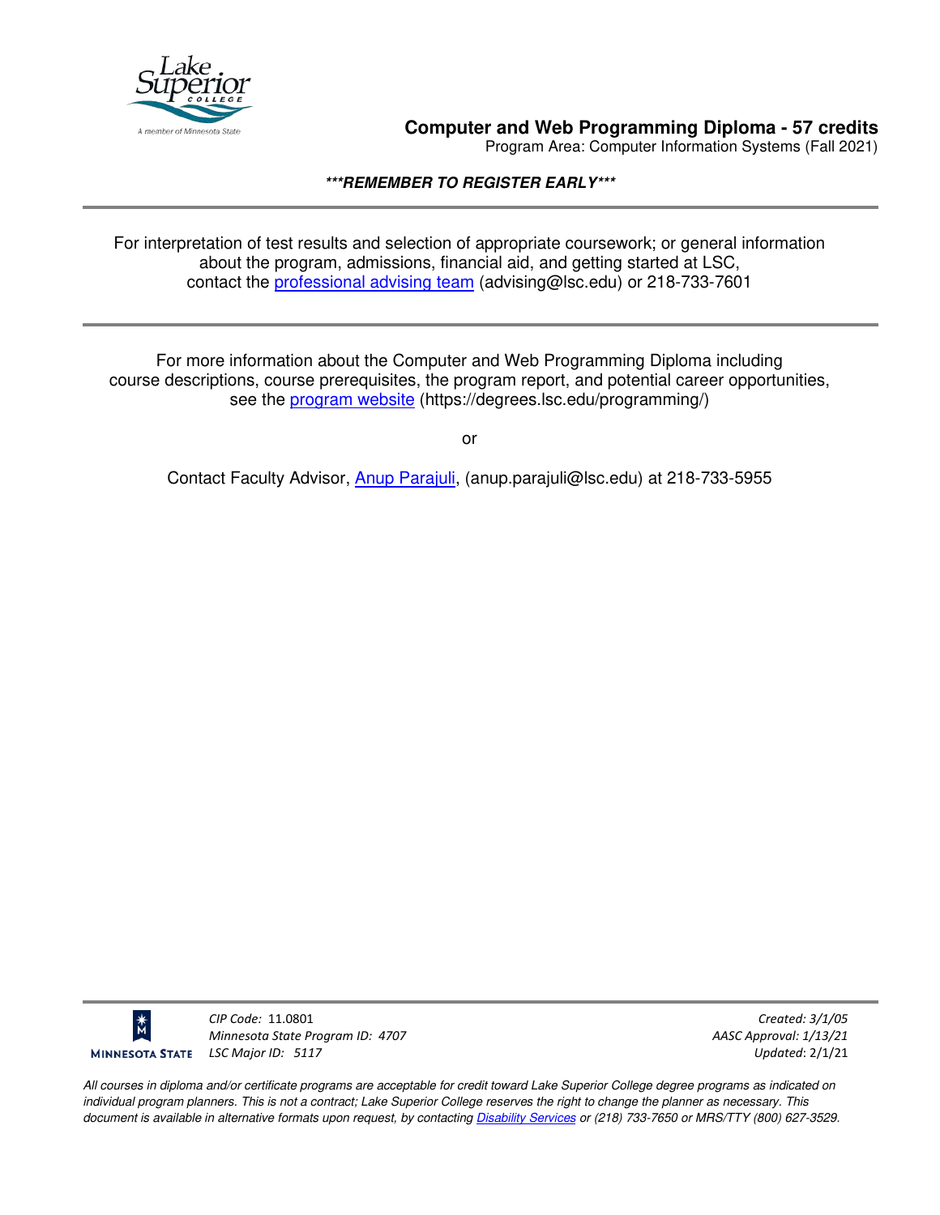## Computer and Web Programming Diploma - 57 credits

Program Area: Computer Information Systems (Fall 2021)

***REMEMBER TO REGISTER EARLY***

---

For interpretation of test results and selection of appropriate coursework; or general information about the program, admissions, financial aid, and getting started at LSC, contact the professional advising team (advising@lsc.edu) or 218-733-7601

---

For more information about the Computer and Web Programming Diploma including course descriptions, course prerequisites, the program report, and potential career opportunities, see the program website (https://degrees.lsc.edu/programming/)

or

Contact Faculty Advisor, Anup Parajuli, (anup.parajuli@lsc.edu) at 218-733-5955

---

*CIP Code:* 11.0801
*Minnesota State Program ID: 4707*
*LSC Major ID: 5117*

*Created: 3/1/05*
*AASC Approval: 1/13/21*
*Updated*: 2/1/21

*All courses in diploma and/or certificate programs are acceptable for credit toward Lake Superior College degree programs as indicated on individual program planners. This is not a contract; Lake Superior College reserves the right to change the planner as necessary. This document is available in alternative formats upon request, by contacting Disability Services or (218) 733-7650 or MRS/TTY (800) 627-3529.*